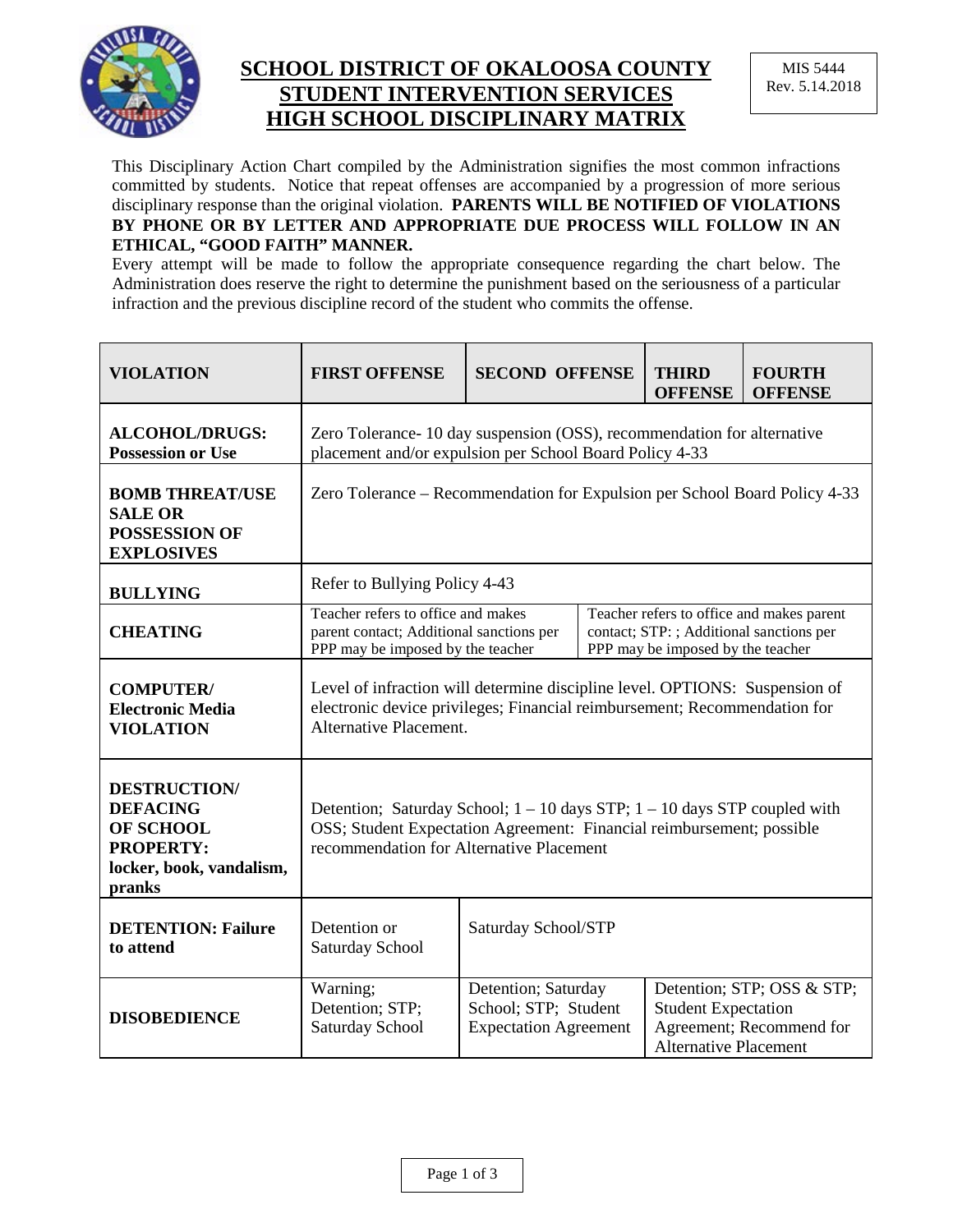# SCHOOL DISTRICT OF OKALOOSA COUNTY
# STUDENT INTERVENTION SERVICES
# HIGH SCHOOL DISCIPLINARY MATRIX

MIS 5444
Rev. 5.14.2018

This Disciplinary Action Chart compiled by the Administration signifies the most common infractions committed by students. Notice that repeat offenses are accompanied by a progression of more serious disciplinary response than the original violation. **PARENTS WILL BE NOTIFIED OF VIOLATIONS BY PHONE OR BY LETTER AND APPROPRIATE DUE PROCESS WILL FOLLOW IN AN ETHICAL, "GOOD FAITH" MANNER.**

Every attempt will be made to follow the appropriate consequence regarding the chart below. The Administration does reserve the right to determine the punishment based on the seriousness of a particular infraction and the previous discipline record of the student who commits the offense.

| VIOLATION | FIRST OFFENSE | SECOND OFFENSE | THIRD OFFENSE | FOURTH OFFENSE |
|---|---|---|---|---|
| **ALCOHOL/DRUGS: Possession or Use** | Zero Tolerance- 10 day suspension (OSS), recommendation for alternative placement and/or expulsion per School Board Policy 4-33 | | | |
| **BOMB THREAT/USE SALE OR POSSESSION OF EXPLOSIVES** | Zero Tolerance – Recommendation for Expulsion per School Board Policy 4-33 | | | |
| **BULLYING** | Refer to Bullying Policy 4-43 | | | |
| **CHEATING** | Teacher refers to office and makes parent contact; Additional sanctions per PPP may be imposed by the teacher | | Teacher refers to office and makes parent contact; STP: ; Additional sanctions per PPP may be imposed by the teacher | |
| **COMPUTER/ Electronic Media VIOLATION** | Level of infraction will determine discipline level. OPTIONS: Suspension of electronic device privileges; Financial reimbursement; Recommendation for Alternative Placement. | | | |
| **DESTRUCTION/ DEFACING OF SCHOOL PROPERTY: locker, book, vandalism, pranks** | Detention; Saturday School; 1 – 10 days STP; 1 – 10 days STP coupled with OSS; Student Expectation Agreement: Financial reimbursement; possible recommendation for Alternative Placement | | | |
| **DETENTION: Failure to attend** | Detention or Saturday School | Saturday School/STP | | |
| **DISOBEDIENCE** | Warning; Detention; STP; Saturday School | Detention; Saturday School; STP; Student Expectation Agreement | Detention; STP; OSS & STP; Student Expectation Agreement; Recommend for Alternative Placement | |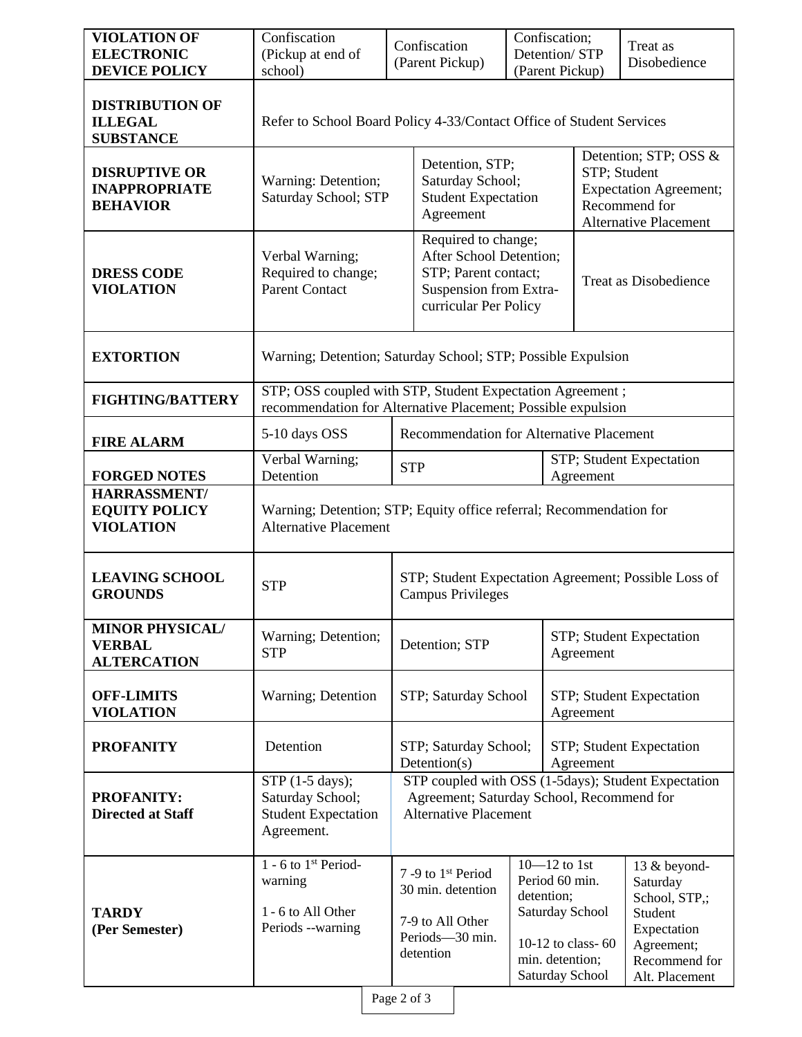| | | | | |
|---|---|---|---|---|
| **VIOLATION OF ELECTRONIC DEVICE POLICY** | Confiscation (Pickup at end of school) | Confiscation (Parent Pickup) | Confiscation; Detention/ STP (Parent Pickup) | Treat as Disobedience |
| **DISTRIBUTION OF ILLEGAL SUBSTANCE** | Refer to School Board Policy 4-33/Contact Office of Student Services | | | |
| **DISRUPTIVE OR INAPPROPRIATE BEHAVIOR** | Warning: Detention; Saturday School; STP | Detention, STP; Saturday School; Student Expectation Agreement | | Detention; STP; OSS & STP; Student Expectation Agreement; Recommend for Alternative Placement |
| **DRESS CODE VIOLATION** | Verbal Warning; Required to change; Parent Contact | Required to change; After School Detention; STP; Parent contact; Suspension from Extra-curricular Per Policy | | Treat as Disobedience |
| **EXTORTION** | Warning; Detention; Saturday School; STP; Possible Expulsion | | | |
| **FIGHTING/BATTERY** | STP; OSS coupled with STP, Student Expectation Agreement ; recommendation for Alternative Placement; Possible expulsion | | | |
| **FIRE ALARM** | 5-10 days OSS | Recommendation for Alternative Placement | | |
| **FORGED NOTES** | Verbal Warning; Detention | STP | | STP; Student Expectation Agreement |
| **HARRASSMENT/ EQUITY POLICY VIOLATION** | Warning; Detention; STP; Equity office referral; Recommendation for Alternative Placement | | | |
| **LEAVING SCHOOL GROUNDS** | STP | STP; Student Expectation Agreement; Possible Loss of Campus Privileges | | |
| **MINOR PHYSICAL/ VERBAL ALTERCATION** | Warning; Detention; STP | Detention; STP | | STP; Student Expectation Agreement |
| **OFF-LIMITS VIOLATION** | Warning; Detention | STP; Saturday School | | STP; Student Expectation Agreement |
| **PROFANITY** | Detention | STP; Saturday School; Detention(s) | | STP; Student Expectation Agreement |
| **PROFANITY: Directed at Staff** | STP (1-5 days); Saturday School; Student Expectation Agreement. | STP coupled with OSS (1-5days); Student Expectation Agreement; Saturday School, Recommend for Alternative Placement | | |
| **TARDY (Per Semester)** | 1 - 6 to 1st Period- warning<br><br>1 - 6 to All Other Periods --warning | 7 -9 to 1st Period 30 min. detention<br><br>7-9 to All Other Periods—30 min. detention | 10—12 to 1st Period 60 min. detention; Saturday School<br><br>10-12 to class- 60 min. detention; Saturday School | 13 & beyond- Saturday School, STP,; Student Expectation Agreement; Recommend for Alt. Placement |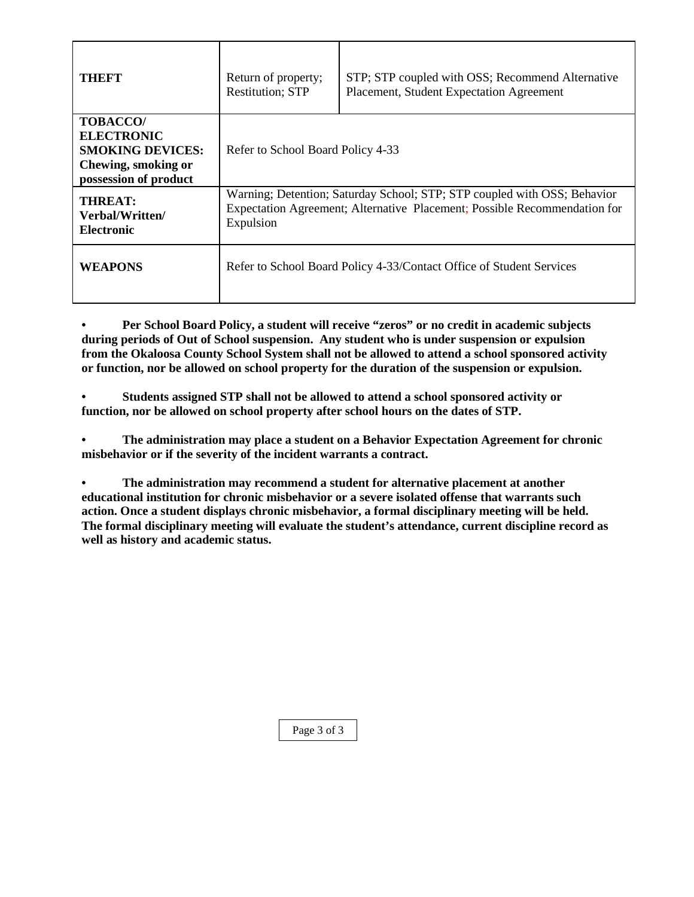| | | |
|---|---|---|
| **THEFT** | Return of property; Restitution; STP | STP; STP coupled with OSS; Recommend Alternative Placement, Student Expectation Agreement |
| **TOBACCO/ ELECTRONIC SMOKING DEVICES: Chewing, smoking or possession of product** | Refer to School Board Policy 4-33 | |
| **THREAT: Verbal/Written/ Electronic** | Warning; Detention; Saturday School; STP; STP coupled with OSS; Behavior Expectation Agreement; Alternative Placement; Possible Recommendation for Expulsion | |
| **WEAPONS** | Refer to School Board Policy 4-33/Contact Office of Student Services | |

- **Per School Board Policy, a student will receive "zeros" or no credit in academic subjects during periods of Out of School suspension. Any student who is under suspension or expulsion from the Okaloosa County School System shall not be allowed to attend a school sponsored activity or function, nor be allowed on school property for the duration of the suspension or expulsion.**

- **Students assigned STP shall not be allowed to attend a school sponsored activity or function, nor be allowed on school property after school hours on the dates of STP.**

- **The administration may place a student on a Behavior Expectation Agreement for chronic misbehavior or if the severity of the incident warrants a contract.**

- **The administration may recommend a student for alternative placement at another educational institution for chronic misbehavior or a severe isolated offense that warrants such action. Once a student displays chronic misbehavior, a formal disciplinary meeting will be held. The formal disciplinary meeting will evaluate the student's attendance, current discipline record as well as history and academic status.**